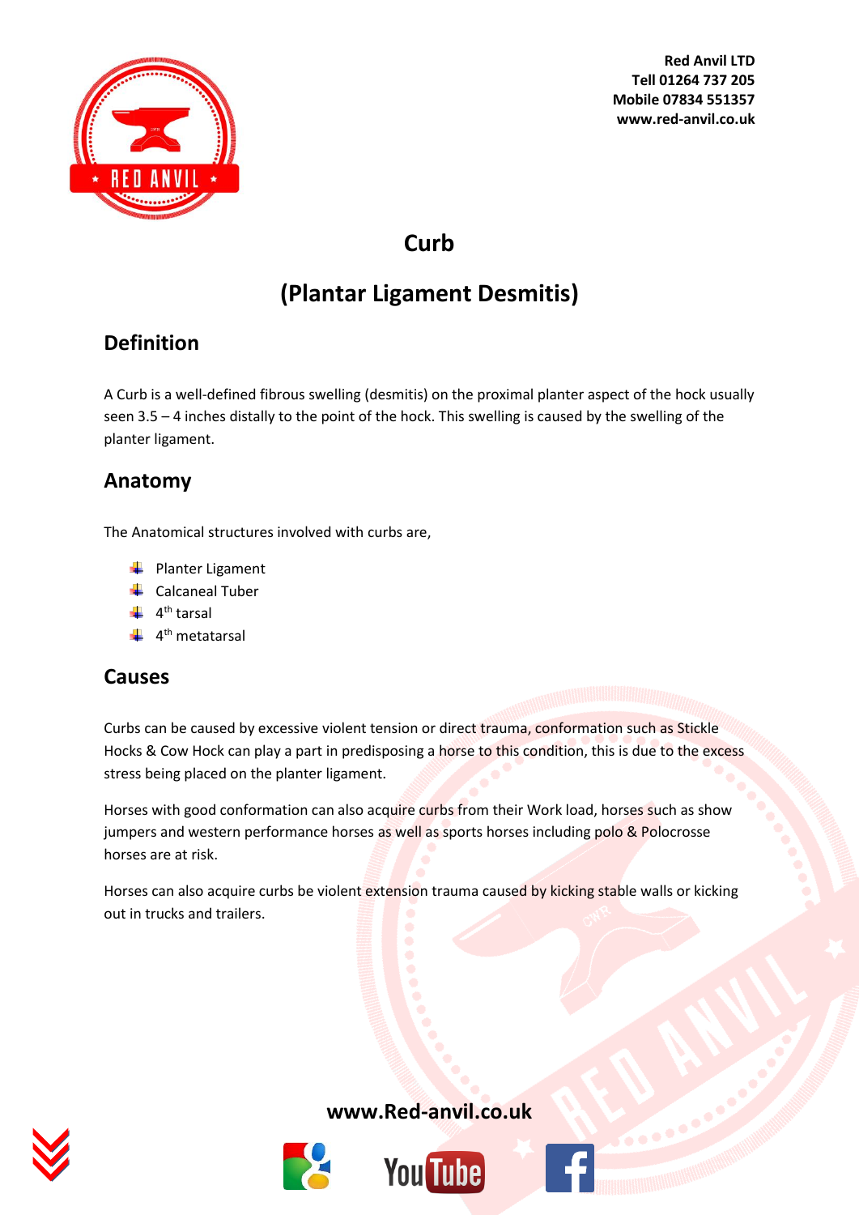Red Anvil LTD
Tell 01264 737 205
Mobile 07834 551357
www.red-anvil.co.uk

# Curb

# (Plantar Ligament Desmitis)

## Definition

A Curb is a well-defined fibrous swelling (desmitis) on the proximal planter aspect of the hock usually seen 3.5 – 4 inches distally to the point of the hock. This swelling is caused by the swelling of the planter ligament.

## Anatomy

The Anatomical structures involved with curbs are,

- Planter Ligament
- Calcaneal Tuber
- 4th tarsal
- 4th metatarsal

## Causes

Curbs can be caused by excessive violent tension or direct trauma, conformation such as Stickle Hocks & Cow Hock can play a part in predisposing a horse to this condition, this is due to the excess stress being placed on the planter ligament.

Horses with good conformation can also acquire curbs from their Work load, horses such as show jumpers and western performance horses as well as sports horses including polo & Polocrosse horses are at risk.

Horses can also acquire curbs be violent extension trauma caused by kicking stable walls or kicking out in trucks and trailers.

www.Red-anvil.co.uk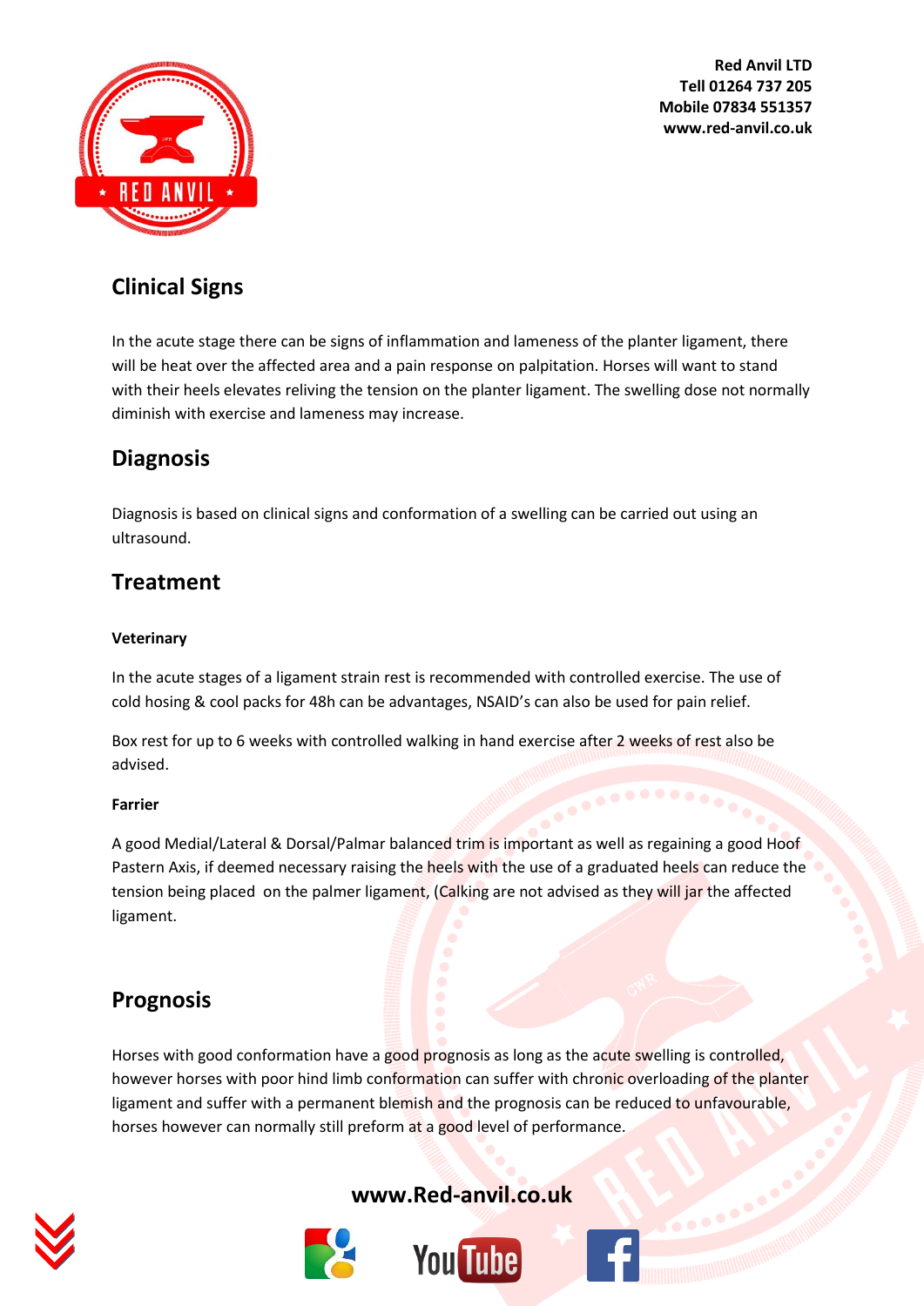## Clinical Signs

In the acute stage there can be signs of inflammation and lameness of the planter ligament, there will be heat over the affected area and a pain response on palpitation. Horses will want to stand with their heels elevates reliving the tension on the planter ligament. The swelling dose not normally diminish with exercise and lameness may increase.

## Diagnosis

Diagnosis is based on clinical signs and conformation of a swelling can be carried out using an ultrasound.

## Treatment

### Veterinary

In the acute stages of a ligament strain rest is recommended with controlled exercise. The use of cold hosing & cool packs for 48h can be advantages, NSAID's can also be used for pain relief.

Box rest for up to 6 weeks with controlled walking in hand exercise after 2 weeks of rest also be advised.

### Farrier

A good Medial/Lateral & Dorsal/Palmar balanced trim is important as well as regaining a good Hoof Pastern Axis, if deemed necessary raising the heels with the use of a graduated heels can reduce the tension being placed on the palmer ligament, (Calking are not advised as they will jar the affected ligament.

## Prognosis

Horses with good conformation have a good prognosis as long as the acute swelling is controlled, however horses with poor hind limb conformation can suffer with chronic overloading of the planter ligament and suffer with a permanent blemish and the prognosis can be reduced to unfavourable, horses however can normally still preform at a good level of performance.